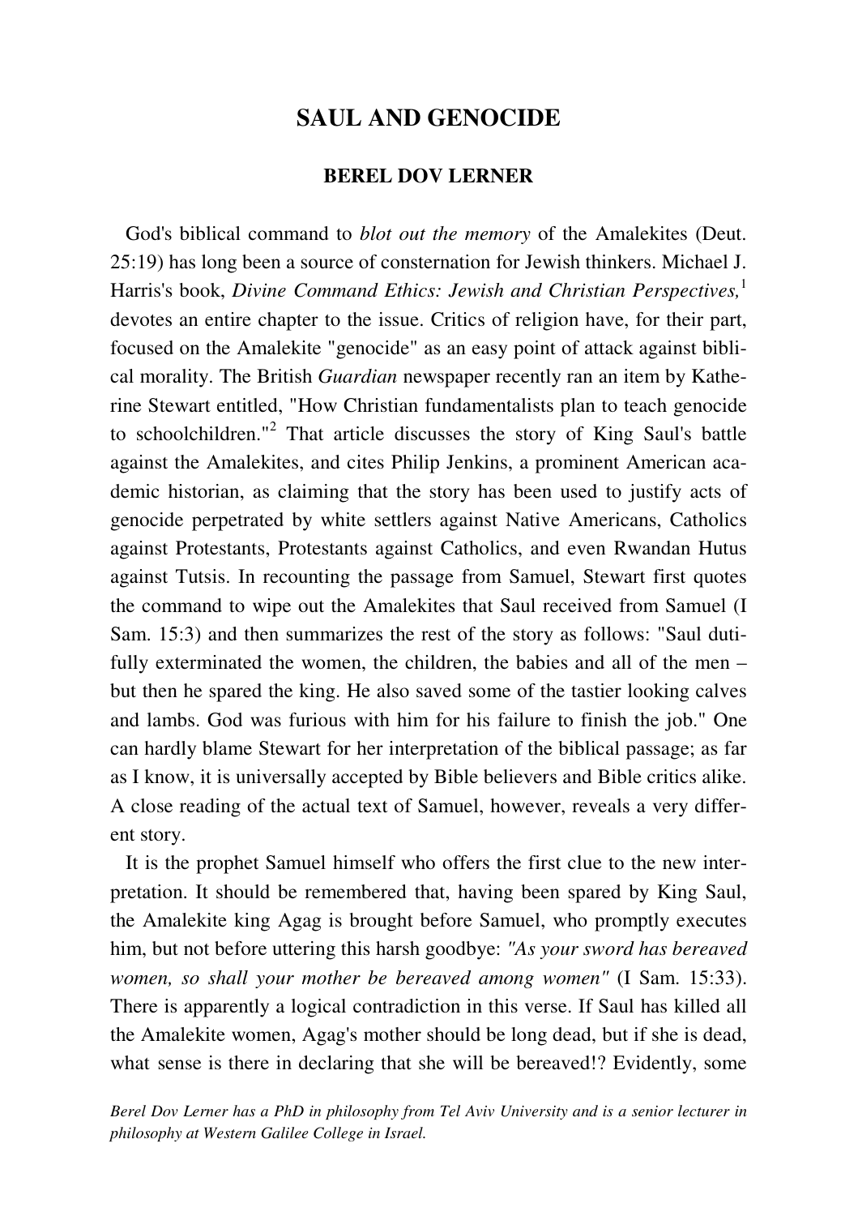# SAUL AND GENOCIDE

## BEREL DOV LERNER

God's biblical command to *blot out the memory* of the Amalekites (Deut. 25:19) has long been a source of consternation for Jewish thinkers. Michael J. Harris's book, *Divine Command Ethics: Jewish and Christian Perspectives,*[1] devotes an entire chapter to the issue. Critics of religion have, for their part, focused on the Amalekite "genocide" as an easy point of attack against biblical morality. The British *Guardian* newspaper recently ran an item by Katherine Stewart entitled, "How Christian fundamentalists plan to teach genocide to schoolchildren."[2] That article discusses the story of King Saul's battle against the Amalekites, and cites Philip Jenkins, a prominent American academic historian, as claiming that the story has been used to justify acts of genocide perpetrated by white settlers against Native Americans, Catholics against Protestants, Protestants against Catholics, and even Rwandan Hutus against Tutsis. In recounting the passage from Samuel, Stewart first quotes the command to wipe out the Amalekites that Saul received from Samuel (I Sam. 15:3) and then summarizes the rest of the story as follows: "Saul dutifully exterminated the women, the children, the babies and all of the men – but then he spared the king. He also saved some of the tastier looking calves and lambs. God was furious with him for his failure to finish the job." One can hardly blame Stewart for her interpretation of the biblical passage; as far as I know, it is universally accepted by Bible believers and Bible critics alike. A close reading of the actual text of Samuel, however, reveals a very different story.

It is the prophet Samuel himself who offers the first clue to the new interpretation. It should be remembered that, having been spared by King Saul, the Amalekite king Agag is brought before Samuel, who promptly executes him, but not before uttering this harsh goodbye: *"As your sword has bereaved women, so shall your mother be bereaved among women"* (I Sam. 15:33). There is apparently a logical contradiction in this verse. If Saul has killed all the Amalekite women, Agag's mother should be long dead, but if she is dead, what sense is there in declaring that she will be bereaved!? Evidently, some

*Berel Dov Lerner has a PhD in philosophy from Tel Aviv University and is a senior lecturer in philosophy at Western Galilee College in Israel.*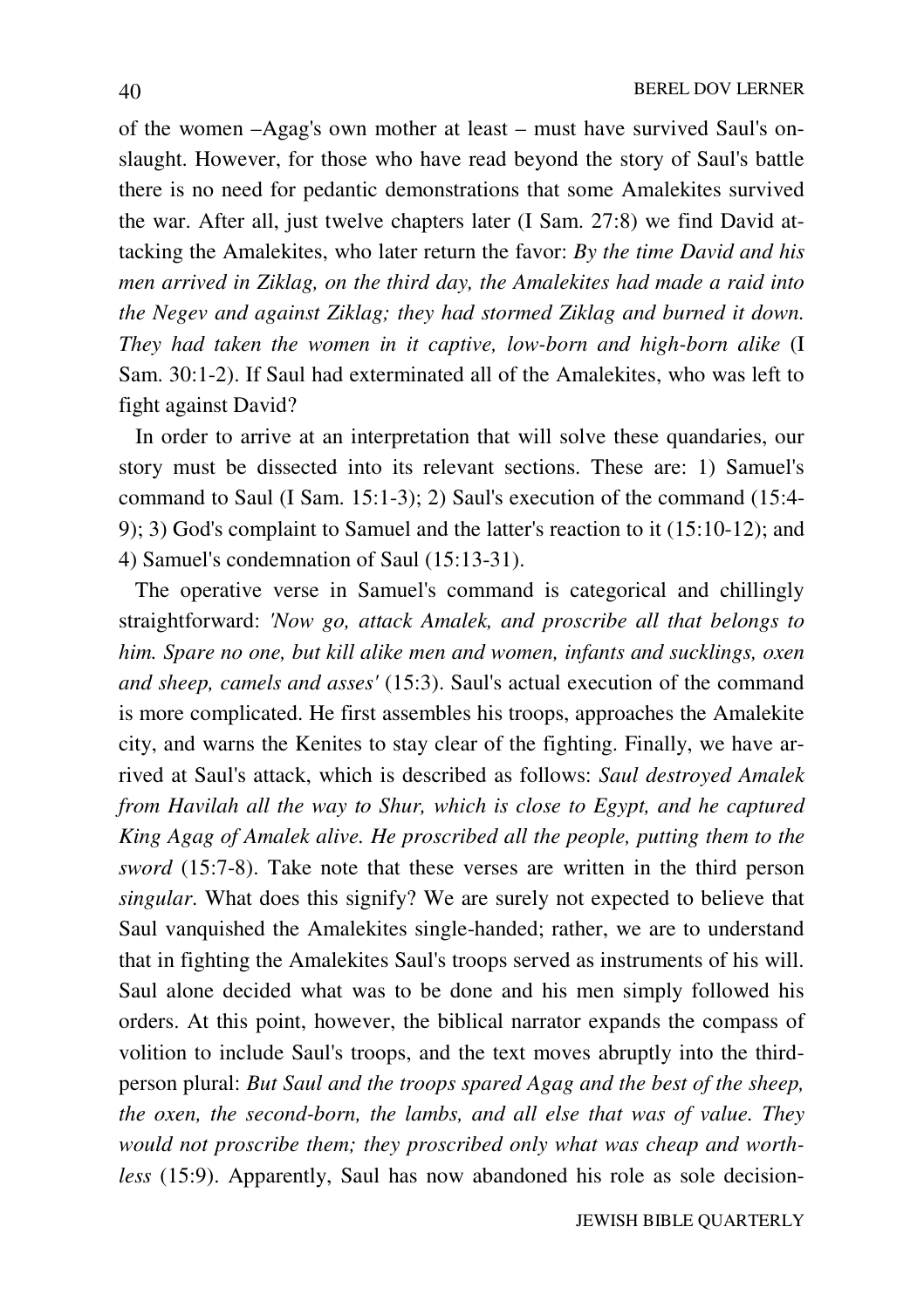of the women –Agag's own mother at least – must have survived Saul's onslaught. However, for those who have read beyond the story of Saul's battle there is no need for pedantic demonstrations that some Amalekites survived the war. After all, just twelve chapters later (I Sam. 27:8) we find David attacking the Amalekites, who later return the favor: *By the time David and his men arrived in Ziklag, on the third day, the Amalekites had made a raid into the Negev and against Ziklag; they had stormed Ziklag and burned it down. They had taken the women in it captive, low-born and high-born alike* (I Sam. 30:1-2). If Saul had exterminated all of the Amalekites, who was left to fight against David?

In order to arrive at an interpretation that will solve these quandaries, our story must be dissected into its relevant sections. These are: 1) Samuel's command to Saul (I Sam. 15:1-3); 2) Saul's execution of the command (15:4-9); 3) God's complaint to Samuel and the latter's reaction to it (15:10-12); and 4) Samuel's condemnation of Saul (15:13-31).

The operative verse in Samuel's command is categorical and chillingly straightforward: *'Now go, attack Amalek, and proscribe all that belongs to him. Spare no one, but kill alike men and women, infants and sucklings, oxen and sheep, camels and asses'* (15:3). Saul's actual execution of the command is more complicated. He first assembles his troops, approaches the Amalekite city, and warns the Kenites to stay clear of the fighting. Finally, we have arrived at Saul's attack, which is described as follows: *Saul destroyed Amalek from Havilah all the way to Shur, which is close to Egypt, and he captured King Agag of Amalek alive. He proscribed all the people, putting them to the sword* (15:7-8). Take note that these verses are written in the third person *singular*. What does this signify? We are surely not expected to believe that Saul vanquished the Amalekites single-handed; rather, we are to understand that in fighting the Amalekites Saul's troops served as instruments of his will. Saul alone decided what was to be done and his men simply followed his orders. At this point, however, the biblical narrator expands the compass of volition to include Saul's troops, and the text moves abruptly into the third-person plural: *But Saul and the troops spared Agag and the best of the sheep, the oxen, the second-born, the lambs, and all else that was of value. They would not proscribe them; they proscribed only what was cheap and worthless* (15:9). Apparently, Saul has now abandoned his role as sole decision-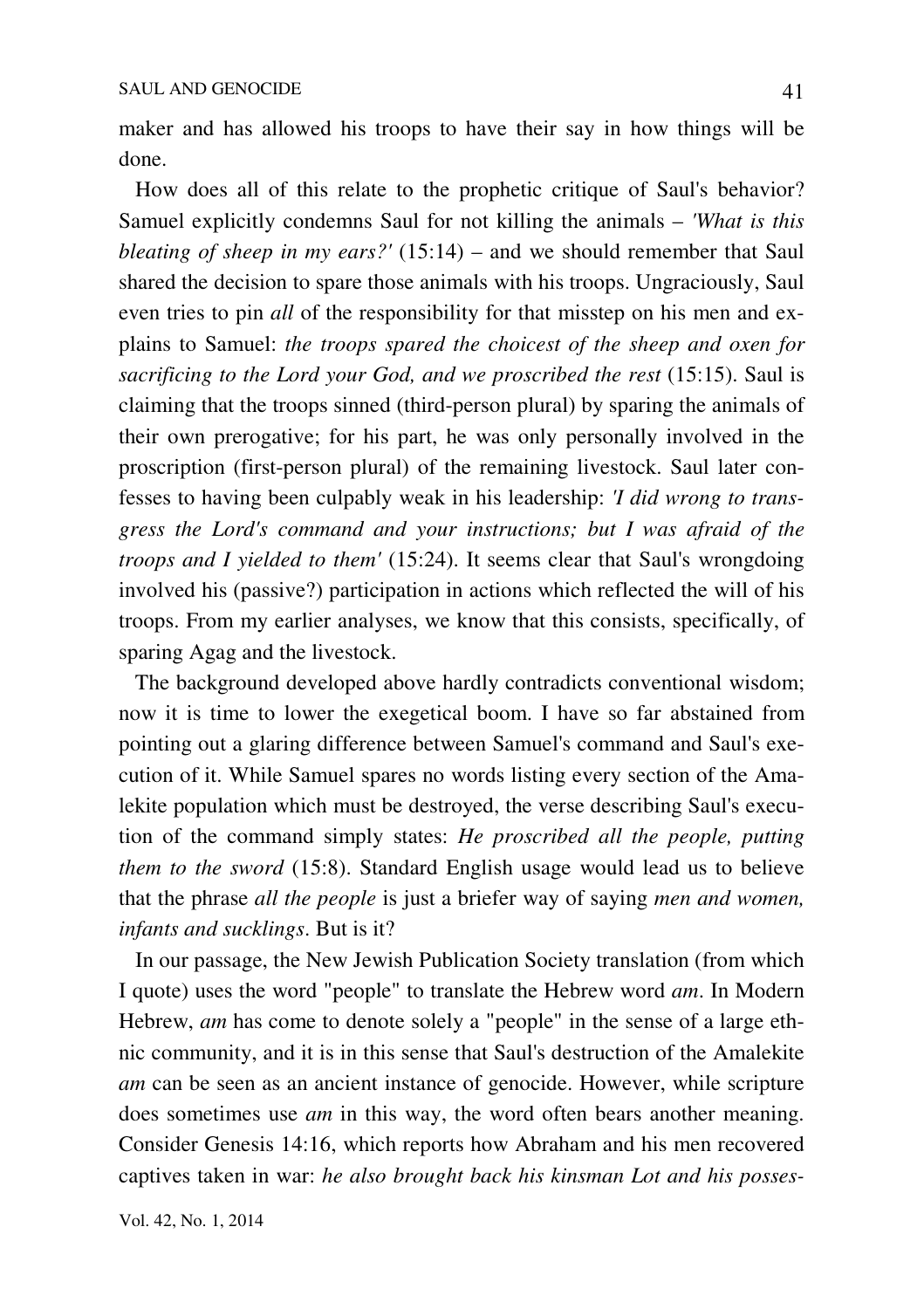maker and has allowed his troops to have their say in how things will be done.

How does all of this relate to the prophetic critique of Saul's behavior? Samuel explicitly condemns Saul for not killing the animals – *'What is this bleating of sheep in my ears?'* (15:14) – and we should remember that Saul shared the decision to spare those animals with his troops. Ungraciously, Saul even tries to pin *all* of the responsibility for that misstep on his men and explains to Samuel: *the troops spared the choicest of the sheep and oxen for sacrificing to the Lord your God, and we proscribed the rest* (15:15). Saul is claiming that the troops sinned (third-person plural) by sparing the animals of their own prerogative; for his part, he was only personally involved in the proscription (first-person plural) of the remaining livestock. Saul later confesses to having been culpably weak in his leadership: *'I did wrong to transgress the Lord's command and your instructions; but I was afraid of the troops and I yielded to them'* (15:24). It seems clear that Saul's wrongdoing involved his (passive?) participation in actions which reflected the will of his troops. From my earlier analyses, we know that this consists, specifically, of sparing Agag and the livestock.

The background developed above hardly contradicts conventional wisdom; now it is time to lower the exegetical boom. I have so far abstained from pointing out a glaring difference between Samuel's command and Saul's execution of it. While Samuel spares no words listing every section of the Amalekite population which must be destroyed, the verse describing Saul's execution of the command simply states: *He proscribed all the people, putting them to the sword* (15:8). Standard English usage would lead us to believe that the phrase *all the people* is just a briefer way of saying *men and women, infants and sucklings*. But is it?

In our passage, the New Jewish Publication Society translation (from which I quote) uses the word "people" to translate the Hebrew word *am*. In Modern Hebrew, *am* has come to denote solely a "people" in the sense of a large ethnic community, and it is in this sense that Saul's destruction of the Amalekite *am* can be seen as an ancient instance of genocide. However, while scripture does sometimes use *am* in this way, the word often bears another meaning. Consider Genesis 14:16, which reports how Abraham and his men recovered captives taken in war: *he also brought back his kinsman Lot and his posses-*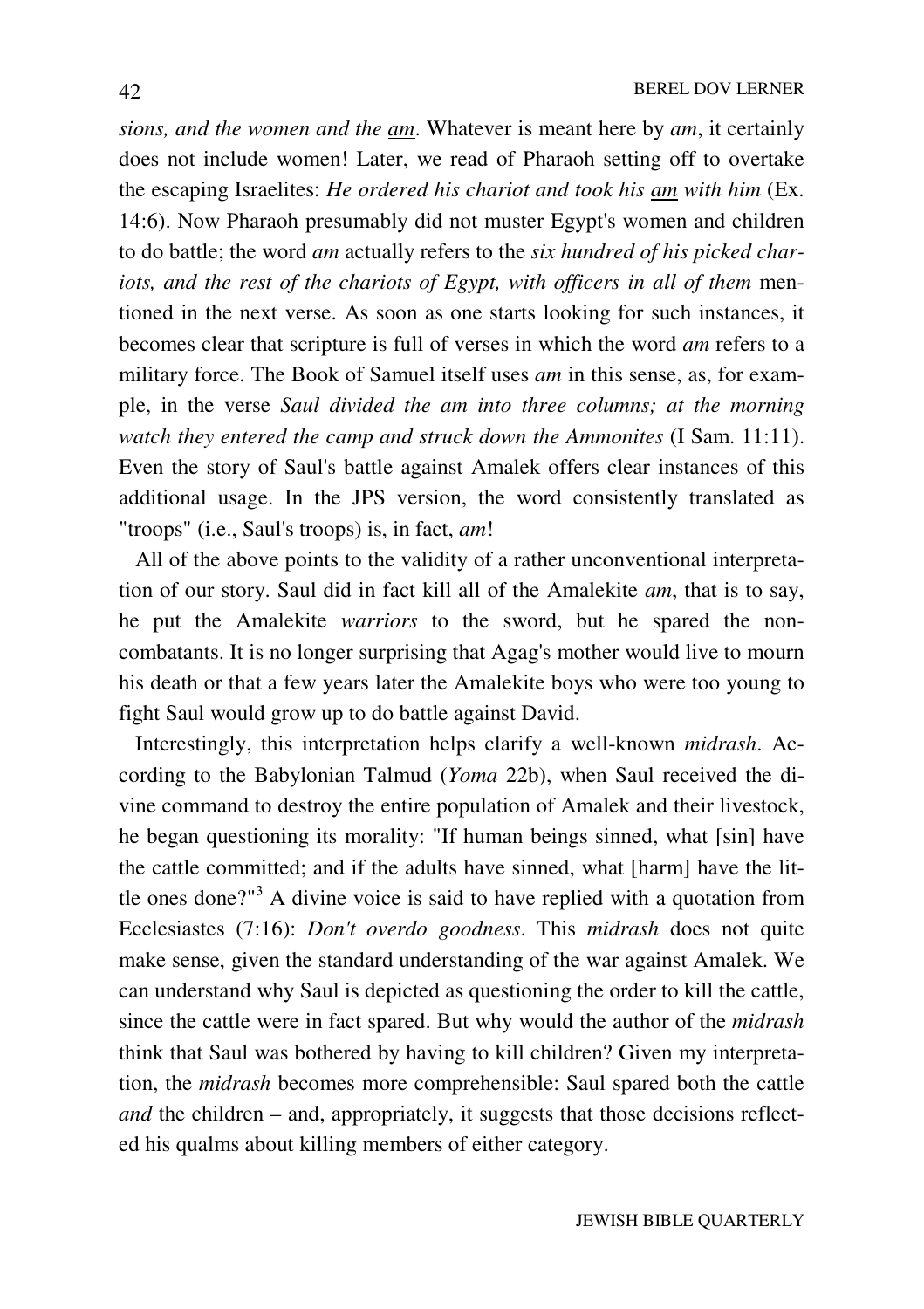*sions, and the women and the am*. Whatever is meant here by *am*, it certainly does not include women! Later, we read of Pharaoh setting off to overtake the escaping Israelites: *He ordered his chariot and took his am with him* (Ex. 14:6). Now Pharaoh presumably did not muster Egypt's women and children to do battle; the word *am* actually refers to the *six hundred of his picked chariots, and the rest of the chariots of Egypt, with officers in all of them* mentioned in the next verse. As soon as one starts looking for such instances, it becomes clear that scripture is full of verses in which the word *am* refers to a military force. The Book of Samuel itself uses *am* in this sense, as, for example, in the verse *Saul divided the am into three columns; at the morning watch they entered the camp and struck down the Ammonites* (I Sam. 11:11). Even the story of Saul's battle against Amalek offers clear instances of this additional usage. In the JPS version, the word consistently translated as "troops" (i.e., Saul's troops) is, in fact, *am*!

All of the above points to the validity of a rather unconventional interpretation of our story. Saul did in fact kill all of the Amalekite *am*, that is to say, he put the Amalekite *warriors* to the sword, but he spared the non-combatants. It is no longer surprising that Agag's mother would live to mourn his death or that a few years later the Amalekite boys who were too young to fight Saul would grow up to do battle against David.

Interestingly, this interpretation helps clarify a well-known *midrash*. According to the Babylonian Talmud (*Yoma* 22b), when Saul received the divine command to destroy the entire population of Amalek and their livestock, he began questioning its morality: "If human beings sinned, what [sin] have the cattle committed; and if the adults have sinned, what [harm] have the little ones done?"[3] A divine voice is said to have replied with a quotation from Ecclesiastes (7:16): *Don't overdo goodness*. This *midrash* does not quite make sense, given the standard understanding of the war against Amalek. We can understand why Saul is depicted as questioning the order to kill the cattle, since the cattle were in fact spared. But why would the author of the *midrash* think that Saul was bothered by having to kill children? Given my interpretation, the *midrash* becomes more comprehensible: Saul spared both the cattle *and* the children – and, appropriately, it suggests that those decisions reflected his qualms about killing members of either category.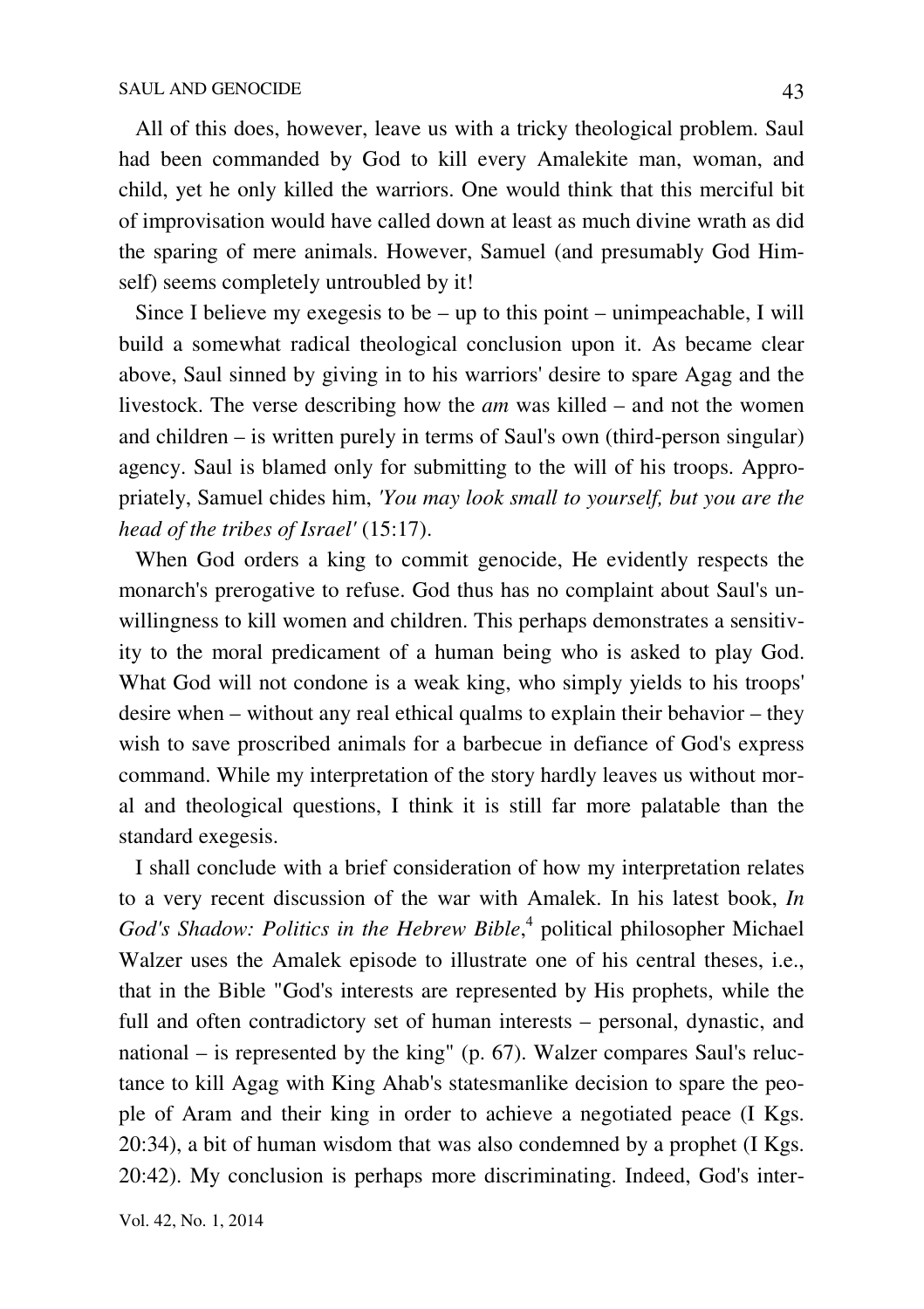All of this does, however, leave us with a tricky theological problem. Saul had been commanded by God to kill every Amalekite man, woman, and child, yet he only killed the warriors. One would think that this merciful bit of improvisation would have called down at least as much divine wrath as did the sparing of mere animals. However, Samuel (and presumably God Himself) seems completely untroubled by it!

Since I believe my exegesis to be – up to this point – unimpeachable, I will build a somewhat radical theological conclusion upon it. As became clear above, Saul sinned by giving in to his warriors' desire to spare Agag and the livestock. The verse describing how the *am* was killed – and not the women and children – is written purely in terms of Saul's own (third-person singular) agency. Saul is blamed only for submitting to the will of his troops. Appropriately, Samuel chides him, *'You may look small to yourself, but you are the head of the tribes of Israel'* (15:17).

When God orders a king to commit genocide, He evidently respects the monarch's prerogative to refuse. God thus has no complaint about Saul's unwillingness to kill women and children. This perhaps demonstrates a sensitivity to the moral predicament of a human being who is asked to play God. What God will not condone is a weak king, who simply yields to his troops' desire when – without any real ethical qualms to explain their behavior – they wish to save proscribed animals for a barbecue in defiance of God's express command. While my interpretation of the story hardly leaves us without moral and theological questions, I think it is still far more palatable than the standard exegesis.

I shall conclude with a brief consideration of how my interpretation relates to a very recent discussion of the war with Amalek. In his latest book, *In God's Shadow: Politics in the Hebrew Bible*,[4] political philosopher Michael Walzer uses the Amalek episode to illustrate one of his central theses, i.e., that in the Bible "God's interests are represented by His prophets, while the full and often contradictory set of human interests – personal, dynastic, and national – is represented by the king" (p. 67). Walzer compares Saul's reluctance to kill Agag with King Ahab's statesmanlike decision to spare the people of Aram and their king in order to achieve a negotiated peace (I Kgs. 20:34), a bit of human wisdom that was also condemned by a prophet (I Kgs. 20:42). My conclusion is perhaps more discriminating. Indeed, God's inter-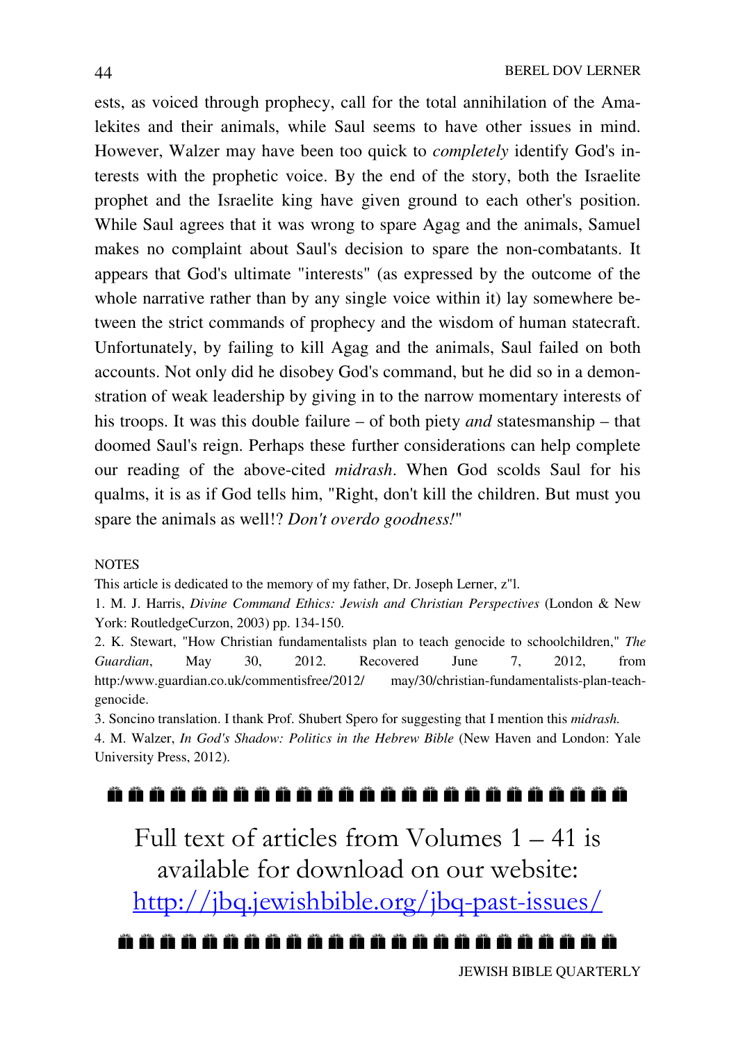ests, as voiced through prophecy, call for the total annihilation of the Amalekites and their animals, while Saul seems to have other issues in mind. However, Walzer may have been too quick to *completely* identify God's interests with the prophetic voice. By the end of the story, both the Israelite prophet and the Israelite king have given ground to each other's position. While Saul agrees that it was wrong to spare Agag and the animals, Samuel makes no complaint about Saul's decision to spare the non-combatants. It appears that God's ultimate "interests" (as expressed by the outcome of the whole narrative rather than by any single voice within it) lay somewhere between the strict commands of prophecy and the wisdom of human statecraft. Unfortunately, by failing to kill Agag and the animals, Saul failed on both accounts. Not only did he disobey God's command, but he did so in a demonstration of weak leadership by giving in to the narrow momentary interests of his troops. It was this double failure – of both piety *and* statesmanship – that doomed Saul's reign. Perhaps these further considerations can help complete our reading of the above-cited *midrash*. When God scolds Saul for his qualms, it is as if God tells him, "Right, don't kill the children. But must you spare the animals as well!? *Don't overdo goodness!*"

NOTES

This article is dedicated to the memory of my father, Dr. Joseph Lerner, z"l.

1. M. J. Harris, *Divine Command Ethics: Jewish and Christian Perspectives* (London & New York: RoutledgeCurzon, 2003) pp. 134-150.

2. K. Stewart, "How Christian fundamentalists plan to teach genocide to schoolchildren," *The Guardian*, May 30, 2012. Recovered June 7, 2012, from http:/www.guardian.co.uk/commentisfree/2012/ may/30/christian-fundamentalists-plan-teach-genocide.

3. Soncino translation. I thank Prof. Shubert Spero for suggesting that I mention this *midrash.*

4. M. Walzer, *In God's Shadow: Politics in the Hebrew Bible* (New Haven and London: Yale University Press, 2012).

---

Full text of articles from Volumes 1 – 41 is available for download on our website: http://jbq.jewishbible.org/jbq-past-issues/

---